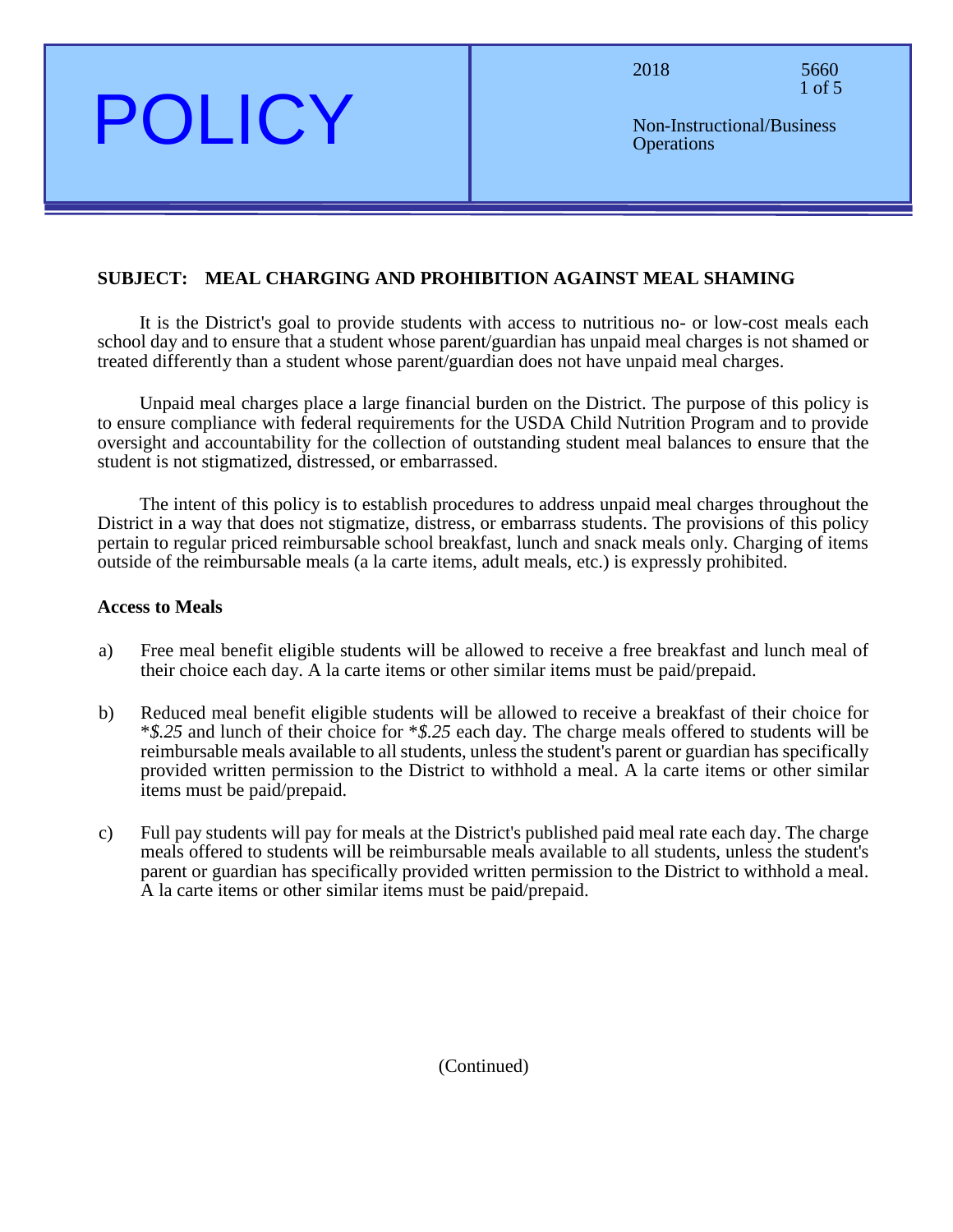# POLICY

2018 | 5660

Non-Instructional/Business Operations

## SUBJECT: MEAL CHARGING AND PROHIBITION AGAINST MEAL SHAMING

It is the District's goal to provide students with access to nutritious no- or low-cost meals each school day and to ensure that a student whose parent/guardian has unpaid meal charges is not shamed or treated differently than a student whose parent/guardian does not have unpaid meal charges.

Unpaid meal charges place a large financial burden on the District. The purpose of this policy is to ensure compliance with federal requirements for the USDA Child Nutrition Program and to provide oversight and accountability for the collection of outstanding student meal balances to ensure that the student is not stigmatized, distressed, or embarrassed.

The intent of this policy is to establish procedures to address unpaid meal charges throughout the District in a way that does not stigmatize, distress, or embarrass students. The provisions of this policy pertain to regular priced reimbursable school breakfast, lunch and snack meals only. Charging of items outside of the reimbursable meals (a la carte items, adult meals, etc.) is expressly prohibited.

**Access to Meals**

a) Free meal benefit eligible students will be allowed to receive a free breakfast and lunch meal of their choice each day. A la carte items or other similar items must be paid/prepaid.

b) Reduced meal benefit eligible students will be allowed to receive a breakfast of their choice for **$.25* and lunch of their choice for **$.25* each day. The charge meals offered to students will be reimbursable meals available to all students, unless the student's parent or guardian has specifically provided written permission to the District to withhold a meal. A la carte items or other similar items must be paid/prepaid.

c) Full pay students will pay for meals at the District's published paid meal rate each day. The charge meals offered to students will be reimbursable meals available to all students, unless the student's parent or guardian has specifically provided written permission to the District to withhold a meal. A la carte items or other similar items must be paid/prepaid.

(Continued)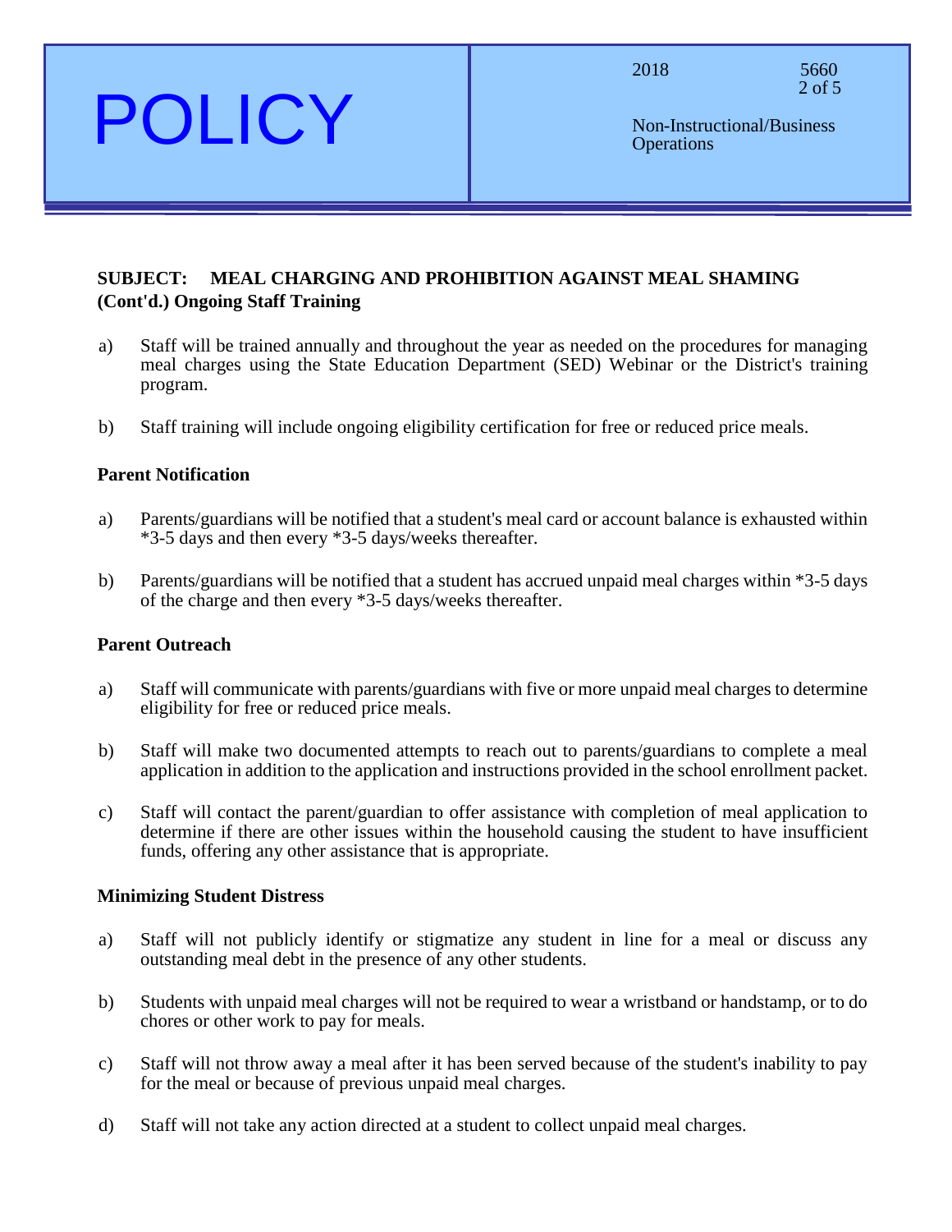**SUBJECT: MEAL CHARGING AND PROHIBITION AGAINST MEAL SHAMING (Cont'd.) Ongoing Staff Training**

a) Staff will be trained annually and throughout the year as needed on the procedures for managing meal charges using the State Education Department (SED) Webinar or the District's training program.

b) Staff training will include ongoing eligibility certification for free or reduced price meals.

**Parent Notification**

a) Parents/guardians will be notified that a student's meal card or account balance is exhausted within *3-5 days and then every *3-5 days/weeks thereafter.

b) Parents/guardians will be notified that a student has accrued unpaid meal charges within *3-5 days of the charge and then every *3-5 days/weeks thereafter.

**Parent Outreach**

a) Staff will communicate with parents/guardians with five or more unpaid meal charges to determine eligibility for free or reduced price meals.

b) Staff will make two documented attempts to reach out to parents/guardians to complete a meal application in addition to the application and instructions provided in the school enrollment packet.

c) Staff will contact the parent/guardian to offer assistance with completion of meal application to determine if there are other issues within the household causing the student to have insufficient funds, offering any other assistance that is appropriate.

**Minimizing Student Distress**

a) Staff will not publicly identify or stigmatize any student in line for a meal or discuss any outstanding meal debt in the presence of any other students.

b) Students with unpaid meal charges will not be required to wear a wristband or handstamp, or to do chores or other work to pay for meals.

c) Staff will not throw away a meal after it has been served because of the student's inability to pay for the meal or because of previous unpaid meal charges.

d) Staff will not take any action directed at a student to collect unpaid meal charges.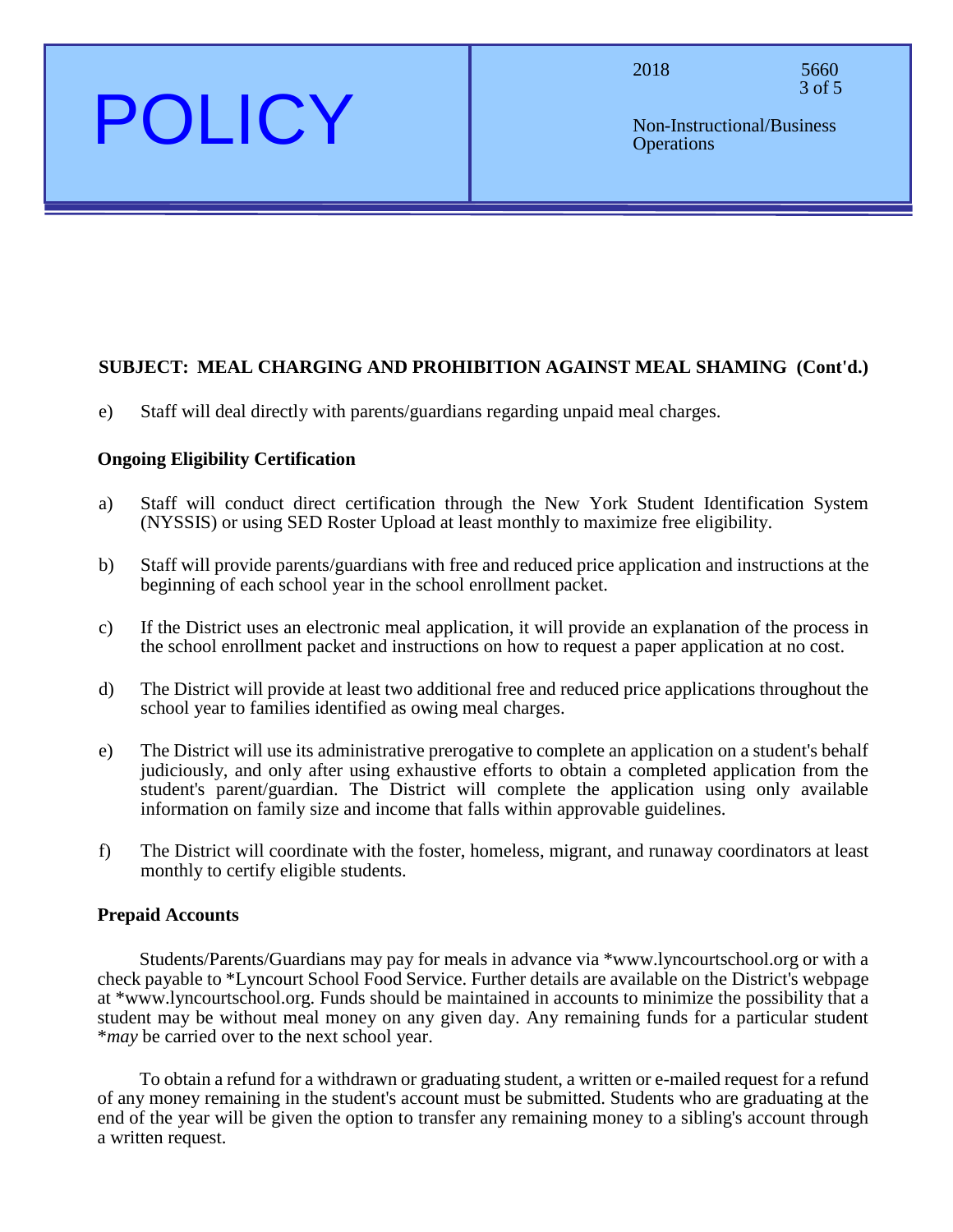**SUBJECT: MEAL CHARGING AND PROHIBITION AGAINST MEAL SHAMING (Cont'd.)**

e) Staff will deal directly with parents/guardians regarding unpaid meal charges.

**Ongoing Eligibility Certification**

a) Staff will conduct direct certification through the New York Student Identification System (NYSSIS) or using SED Roster Upload at least monthly to maximize free eligibility.

b) Staff will provide parents/guardians with free and reduced price application and instructions at the beginning of each school year in the school enrollment packet.

c) If the District uses an electronic meal application, it will provide an explanation of the process in the school enrollment packet and instructions on how to request a paper application at no cost.

d) The District will provide at least two additional free and reduced price applications throughout the school year to families identified as owing meal charges.

e) The District will use its administrative prerogative to complete an application on a student's behalf judiciously, and only after using exhaustive efforts to obtain a completed application from the student's parent/guardian. The District will complete the application using only available information on family size and income that falls within approvable guidelines.

f) The District will coordinate with the foster, homeless, migrant, and runaway coordinators at least monthly to certify eligible students.

**Prepaid Accounts**

Students/Parents/Guardians may pay for meals in advance via *www.lyncourtschool.org or with a check payable to *Lyncourt School Food Service. Further details are available on the District's webpage at *www.lyncourtschool.org. Funds should be maintained in accounts to minimize the possibility that a student may be without meal money on any given day. Any remaining funds for a particular student **may* be carried over to the next school year.

To obtain a refund for a withdrawn or graduating student, a written or e-mailed request for a refund of any money remaining in the student's account must be submitted. Students who are graduating at the end of the year will be given the option to transfer any remaining money to a sibling's account through a written request.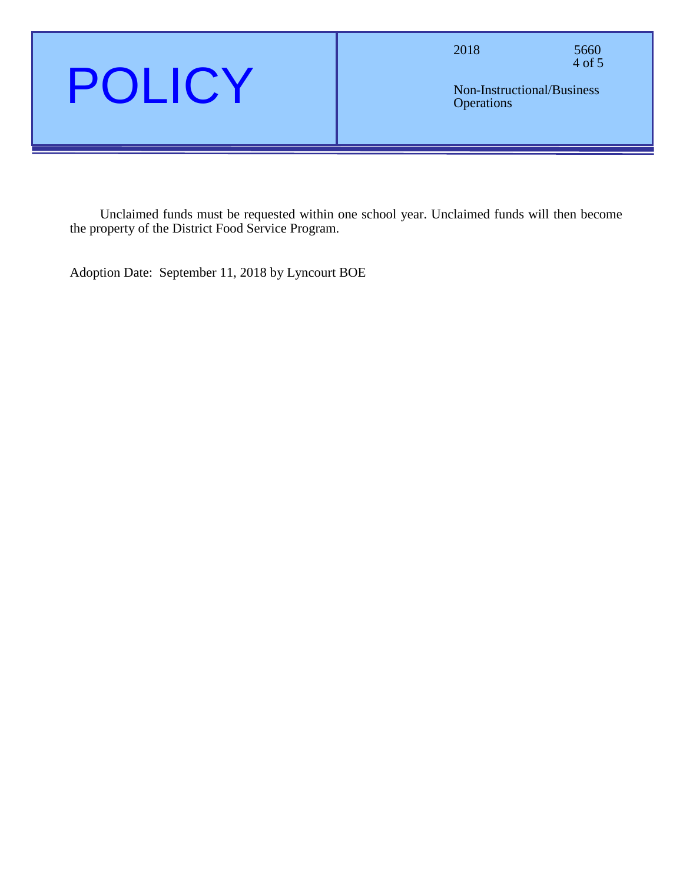Unclaimed funds must be requested within one school year. Unclaimed funds will then become the property of the District Food Service Program.

Adoption Date: September 11, 2018 by Lyncourt BOE